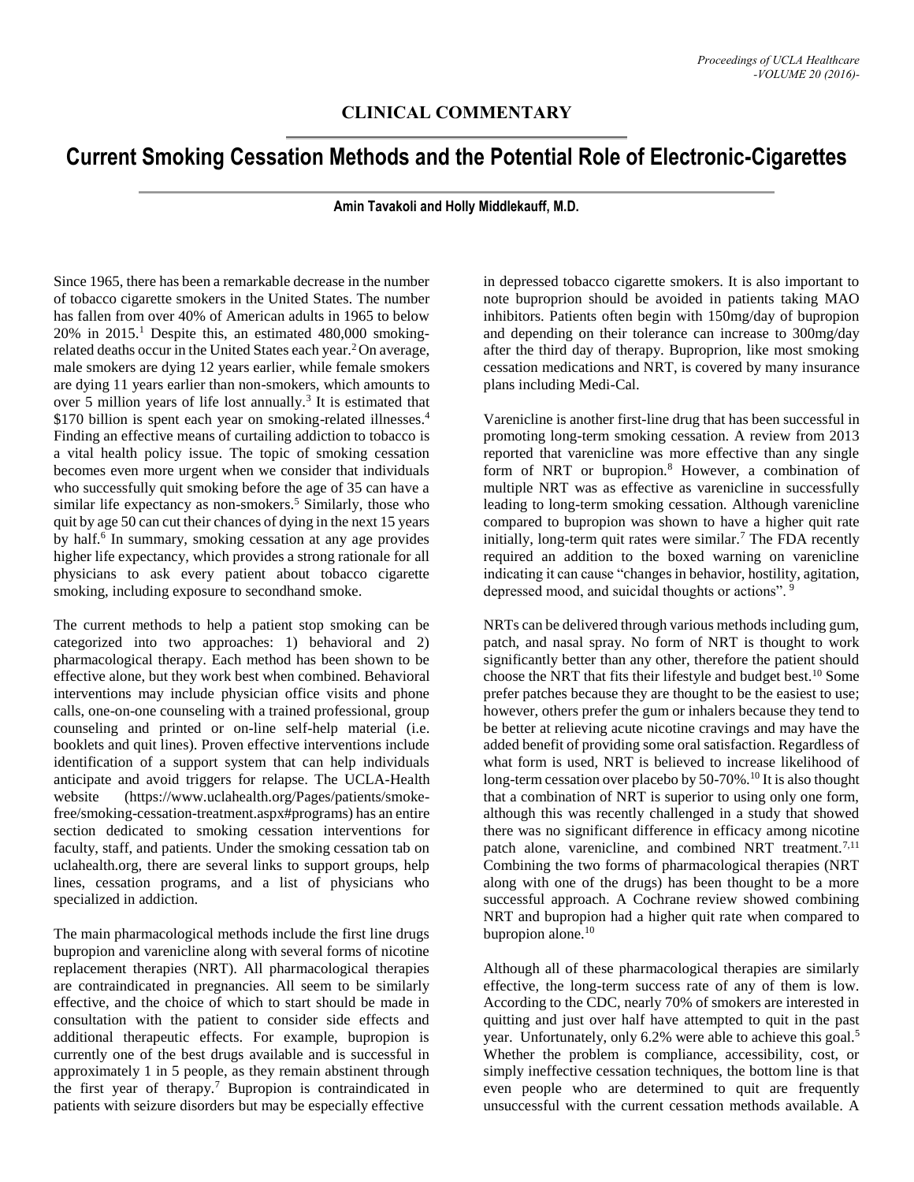## CLINICAL COMMENTARY

# Current Smoking Cessation Methods and the Potential Role of Electronic-Cigarettes

**Amin Tavakoli and Holly Middlekauff, M.D.**

Since 1965, there has been a remarkable decrease in the number of tobacco cigarette smokers in the United States. The number has fallen from over 40% of American adults in 1965 to below 20% in 2015.[1] Despite this, an estimated 480,000 smoking-related deaths occur in the United States each year.[2] On average, male smokers are dying 12 years earlier, while female smokers are dying 11 years earlier than non-smokers, which amounts to over 5 million years of life lost annually.[3] It is estimated that $170 billion is spent each year on smoking-related illnesses.[4] Finding an effective means of curtailing addiction to tobacco is a vital health policy issue. The topic of smoking cessation becomes even more urgent when we consider that individuals who successfully quit smoking before the age of 35 can have a similar life expectancy as non-smokers.[5] Similarly, those who quit by age 50 can cut their chances of dying in the next 15 years by half.[6] In summary, smoking cessation at any age provides higher life expectancy, which provides a strong rationale for all physicians to ask every patient about tobacco cigarette smoking, including exposure to secondhand smoke.

The current methods to help a patient stop smoking can be categorized into two approaches: 1) behavioral and 2) pharmacological therapy. Each method has been shown to be effective alone, but they work best when combined. Behavioral interventions may include physician office visits and phone calls, one-on-one counseling with a trained professional, group counseling and printed or on-line self-help material (i.e. booklets and quit lines). Proven effective interventions include identification of a support system that can help individuals anticipate and avoid triggers for relapse. The UCLA-Health website (https://www.uclahealth.org/Pages/patients/smoke-free/smoking-cessation-treatment.aspx#programs) has an entire section dedicated to smoking cessation interventions for faculty, staff, and patients. Under the smoking cessation tab on uclahealth.org, there are several links to support groups, help lines, cessation programs, and a list of physicians who specialized in addiction.

The main pharmacological methods include the first line drugs bupropion and varenicline along with several forms of nicotine replacement therapies (NRT). All pharmacological therapies are contraindicated in pregnancies. All seem to be similarly effective, and the choice of which to start should be made in consultation with the patient to consider side effects and additional therapeutic effects. For example, bupropion is currently one of the best drugs available and is successful in approximately 1 in 5 people, as they remain abstinent through the first year of therapy.[7] Bupropion is contraindicated in patients with seizure disorders but may be especially effective in depressed tobacco cigarette smokers. It is also important to note buproprion should be avoided in patients taking MAO inhibitors. Patients often begin with 150mg/day of bupropion and depending on their tolerance can increase to 300mg/day after the third day of therapy. Buproprion, like most smoking cessation medications and NRT, is covered by many insurance plans including Medi-Cal.

Varenicline is another first-line drug that has been successful in promoting long-term smoking cessation. A review from 2013 reported that varenicline was more effective than any single form of NRT or bupropion.[8] However, a combination of multiple NRT was as effective as varenicline in successfully leading to long-term smoking cessation. Although varenicline compared to bupropion was shown to have a higher quit rate initially, long-term quit rates were similar.[7] The FDA recently required an addition to the boxed warning on varenicline indicating it can cause "changes in behavior, hostility, agitation, depressed mood, and suicidal thoughts or actions".[9]

NRTs can be delivered through various methods including gum, patch, and nasal spray. No form of NRT is thought to work significantly better than any other, therefore the patient should choose the NRT that fits their lifestyle and budget best.[10] Some prefer patches because they are thought to be the easiest to use; however, others prefer the gum or inhalers because they tend to be better at relieving acute nicotine cravings and may have the added benefit of providing some oral satisfaction. Regardless of what form is used, NRT is believed to increase likelihood of long-term cessation over placebo by 50-70%.[10] It is also thought that a combination of NRT is superior to using only one form, although this was recently challenged in a study that showed there was no significant difference in efficacy among nicotine patch alone, varenicline, and combined NRT treatment.[7,11] Combining the two forms of pharmacological therapies (NRT along with one of the drugs) has been thought to be a more successful approach. A Cochrane review showed combining NRT and bupropion had a higher quit rate when compared to bupropion alone.[10]

Although all of these pharmacological therapies are similarly effective, the long-term success rate of any of them is low. According to the CDC, nearly 70% of smokers are interested in quitting and just over half have attempted to quit in the past year. Unfortunately, only 6.2% were able to achieve this goal.[5] Whether the problem is compliance, accessibility, cost, or simply ineffective cessation techniques, the bottom line is that even people who are determined to quit are frequently unsuccessful with the current cessation methods available. A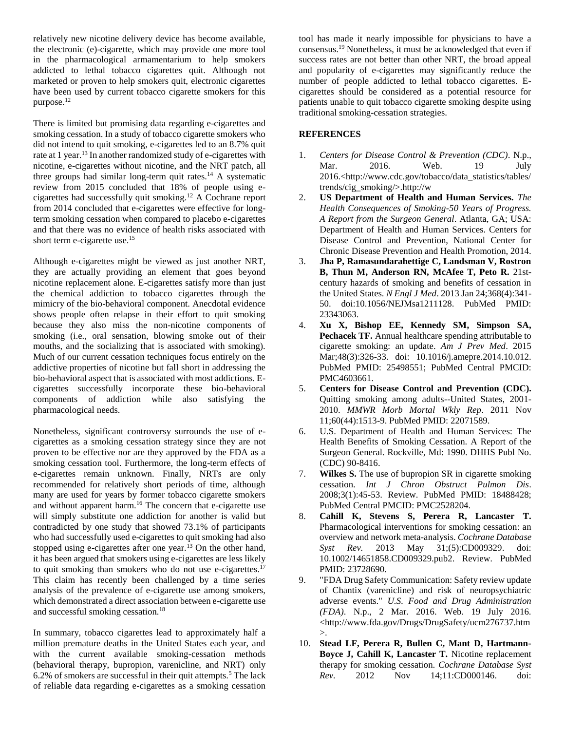relatively new nicotine delivery device has become available, the electronic (e)-cigarette, which may provide one more tool in the pharmacological armamentarium to help smokers addicted to lethal tobacco cigarettes quit. Although not marketed or proven to help smokers quit, electronic cigarettes have been used by current tobacco cigarette smokers for this purpose.[12]

There is limited but promising data regarding e-cigarettes and smoking cessation. In a study of tobacco cigarette smokers who did not intend to quit smoking, e-cigarettes led to an 8.7% quit rate at 1 year.[13] In another randomized study of e-cigarettes with nicotine, e-cigarettes without nicotine, and the NRT patch, all three groups had similar long-term quit rates.[14] A systematic review from 2015 concluded that 18% of people using e-cigarettes had successfully quit smoking.[12] A Cochrane report from 2014 concluded that e-cigarettes were effective for long-term smoking cessation when compared to placebo e-cigarettes and that there was no evidence of health risks associated with short term e-cigarette use.[15]

Although e-cigarettes might be viewed as just another NRT, they are actually providing an element that goes beyond nicotine replacement alone. E-cigarettes satisfy more than just the chemical addiction to tobacco cigarettes through the mimicry of the bio-behavioral component. Anecdotal evidence shows people often relapse in their effort to quit smoking because they also miss the non-nicotine components of smoking (i.e., oral sensation, blowing smoke out of their mouths, and the socializing that is associated with smoking). Much of our current cessation techniques focus entirely on the addictive properties of nicotine but fall short in addressing the bio-behavioral aspect that is associated with most addictions. E-cigarettes successfully incorporate these bio-behavioral components of addiction while also satisfying the pharmacological needs.

Nonetheless, significant controversy surrounds the use of e-cigarettes as a smoking cessation strategy since they are not proven to be effective nor are they approved by the FDA as a smoking cessation tool. Furthermore, the long-term effects of e-cigarettes remain unknown. Finally, NRTs are only recommended for relatively short periods of time, although many are used for years by former tobacco cigarette smokers and without apparent harm.[16] The concern that e-cigarette use will simply substitute one addiction for another is valid but contradicted by one study that showed 73.1% of participants who had successfully used e-cigarettes to quit smoking had also stopped using e-cigarettes after one year.[13] On the other hand, it has been argued that smokers using e-cigarettes are less likely to quit smoking than smokers who do not use e-cigarettes.[17] This claim has recently been challenged by a time series analysis of the prevalence of e-cigarette use among smokers, which demonstrated a direct association between e-cigarette use and successful smoking cessation.[18]

In summary, tobacco cigarettes lead to approximately half a million premature deaths in the United States each year, and with the current available smoking-cessation methods (behavioral therapy, bupropion, varenicline, and NRT) only 6.2% of smokers are successful in their quit attempts.[5] The lack of reliable data regarding e-cigarettes as a smoking cessation tool has made it nearly impossible for physicians to have a consensus.[19] Nonetheless, it must be acknowledged that even if success rates are not better than other NRT, the broad appeal and popularity of e-cigarettes may significantly reduce the number of people addicted to lethal tobacco cigarettes. E-cigarettes should be considered as a potential resource for patients unable to quit tobacco cigarette smoking despite using traditional smoking-cessation strategies.

## REFERENCES

1. *Centers for Disease Control & Prevention (CDC)*. N.p., Mar. 2016. Web. 19 July 2016.<http://www.cdc.gov/tobacco/data_statistics/tables/trends/cig_smoking/>.http://w
2. **US Department of Health and Human Services.** *The Health Consequences of Smoking-50 Years of Progress. A Report from the Surgeon General*. Atlanta, GA; USA: Department of Health and Human Services. Centers for Disease Control and Prevention, National Center for Chronic Disease Prevention and Health Promotion, 2014.
3. **Jha P, Ramasundarahettige C, Landsman V, Rostron B, Thun M, Anderson RN, McAfee T, Peto R.** 21st-century hazards of smoking and benefits of cessation in the United States. *N Engl J Med*. 2013 Jan 24;368(4):341-50. doi:10.1056/NEJMsa1211128. PubMed PMID: 23343063.
4. **Xu X, Bishop EE, Kennedy SM, Simpson SA, Pechacek TF.** Annual healthcare spending attributable to cigarette smoking: an update. *Am J Prev Med*. 2015 Mar;48(3):326-33. doi: 10.1016/j.amepre.2014.10.012. PubMed PMID: 25498551; PubMed Central PMCID: PMC4603661.
5. **Centers for Disease Control and Prevention (CDC).** Quitting smoking among adults--United States, 2001-2010. *MMWR Morb Mortal Wkly Rep*. 2011 Nov 11;60(44):1513-9. PubMed PMID: 22071589.
6. U.S. Department of Health and Human Services: The Health Benefits of Smoking Cessation. A Report of the Surgeon General. Rockville, Md: 1990. DHHS Publ No. (CDC) 90-8416.
7. **Wilkes S.** The use of bupropion SR in cigarette smoking cessation. *Int J Chron Obstruct Pulmon Dis*. 2008;3(1):45-53. Review. PubMed PMID: 18488428; PubMed Central PMCID: PMC2528204.
8. **Cahill K, Stevens S, Perera R, Lancaster T.** Pharmacological interventions for smoking cessation: an overview and network meta-analysis. *Cochrane Database Syst Rev.* 2013 May 31;(5):CD009329. doi: 10.1002/14651858.CD009329.pub2. Review. PubMed PMID: 23728690.
9. "FDA Drug Safety Communication: Safety review update of Chantix (varenicline) and risk of neuropsychiatric adverse events." *U.S. Food and Drug Administration (FDA)*. N.p., 2 Mar. 2016. Web. 19 July 2016. <http://www.fda.gov/Drugs/DrugSafety/ucm276737.htm>.
10. **Stead LF, Perera R, Bullen C, Mant D, Hartmann-Boyce J, Cahill K, Lancaster T.** Nicotine replacement therapy for smoking cessation. *Cochrane Database Syst Rev.* 2012 Nov 14;11:CD000146. doi: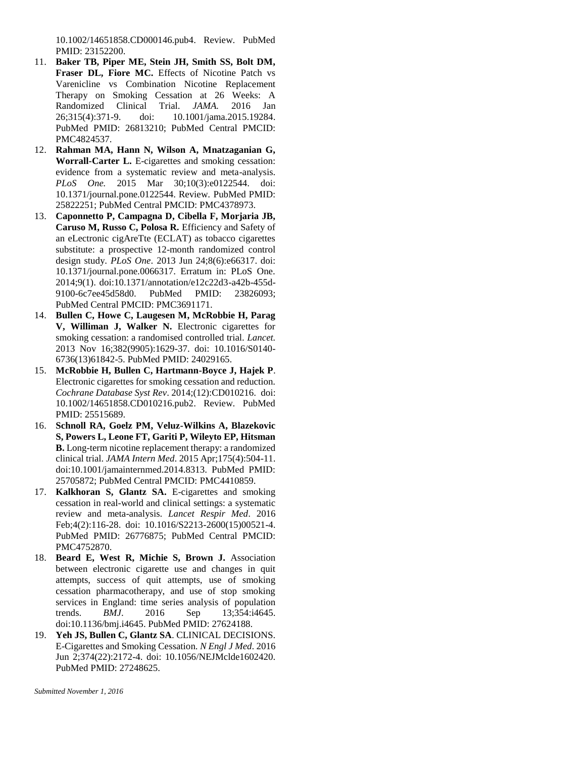10.1002/14651858.CD000146.pub4. Review. PubMed PMID: 23152200.

11. **Baker TB, Piper ME, Stein JH, Smith SS, Bolt DM, Fraser DL, Fiore MC.** Effects of Nicotine Patch vs Varenicline vs Combination Nicotine Replacement Therapy on Smoking Cessation at 26 Weeks: A Randomized Clinical Trial. *JAMA.* 2016 Jan 26;315(4):371-9. doi: 10.1001/jama.2015.19284. PubMed PMID: 26813210; PubMed Central PMCID: PMC4824537.
12. **Rahman MA, Hann N, Wilson A, Mnatzaganian G, Worrall-Carter L.** E-cigarettes and smoking cessation: evidence from a systematic review and meta-analysis. *PLoS One.* 2015 Mar 30;10(3):e0122544. doi: 10.1371/journal.pone.0122544. Review. PubMed PMID: 25822251; PubMed Central PMCID: PMC4378973.
13. **Caponnetto P, Campagna D, Cibella F, Morjaria JB, Caruso M, Russo C, Polosa R.** Efficiency and Safety of an eLectronic cigAreTte (ECLAT) as tobacco cigarettes substitute: a prospective 12-month randomized control design study. *PLoS One*. 2013 Jun 24;8(6):e66317. doi: 10.1371/journal.pone.0066317. Erratum in: PLoS One. 2014;9(1). doi:10.1371/annotation/e12c22d3-a42b-455d-9100-6c7ee45d58d0. PubMed PMID: 23826093; PubMed Central PMCID: PMC3691171.
14. **Bullen C, Howe C, Laugesen M, McRobbie H, Parag V, Williman J, Walker N.** Electronic cigarettes for smoking cessation: a randomised controlled trial. *Lancet.* 2013 Nov 16;382(9905):1629-37. doi: 10.1016/S0140-6736(13)61842-5. PubMed PMID: 24029165.
15. **McRobbie H, Bullen C, Hartmann-Boyce J, Hajek P**. Electronic cigarettes for smoking cessation and reduction. *Cochrane Database Syst Rev*. 2014;(12):CD010216. doi: 10.1002/14651858.CD010216.pub2. Review. PubMed PMID: 25515689.
16. **Schnoll RA, Goelz PM, Veluz-Wilkins A, Blazekovic S, Powers L, Leone FT, Gariti P, Wileyto EP, Hitsman B.** Long-term nicotine replacement therapy: a randomized clinical trial. *JAMA Intern Med*. 2015 Apr;175(4):504-11. doi:10.1001/jamainternmed.2014.8313. PubMed PMID: 25705872; PubMed Central PMCID: PMC4410859.
17. **Kalkhoran S, Glantz SA.** E-cigarettes and smoking cessation in real-world and clinical settings: a systematic review and meta-analysis. *Lancet Respir Med*. 2016 Feb;4(2):116-28. doi: 10.1016/S2213-2600(15)00521-4. PubMed PMID: 26776875; PubMed Central PMCID: PMC4752870.
18. **Beard E, West R, Michie S, Brown J.** Association between electronic cigarette use and changes in quit attempts, success of quit attempts, use of smoking cessation pharmacotherapy, and use of stop smoking services in England: time series analysis of population trends. *BMJ*. 2016 Sep 13;354:i4645. doi:10.1136/bmj.i4645. PubMed PMID: 27624188.
19. **Yeh JS, Bullen C, Glantz SA**. CLINICAL DECISIONS. E-Cigarettes and Smoking Cessation. *N Engl J Med*. 2016 Jun 2;374(22):2172-4. doi: 10.1056/NEJMclde1602420. PubMed PMID: 27248625.

*Submitted November 1, 2016*